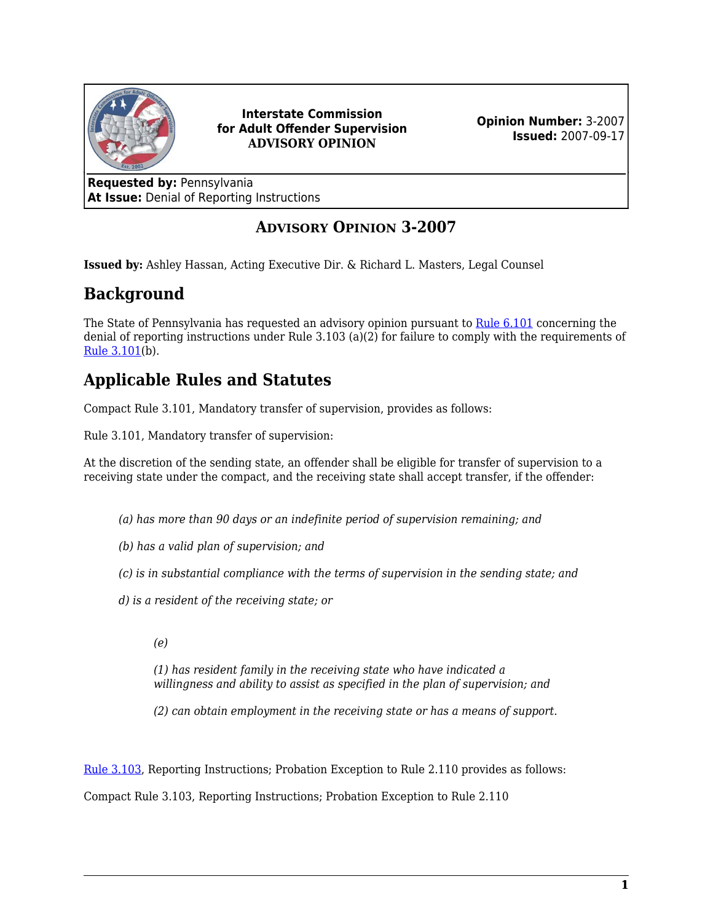**Interstate Commission for Adult Offender Supervision**
**ADVISORY OPINION**

**Opinion Number:** 3-2007
**Issued:** 2007-09-17

**Requested by:** Pennsylvania
**At Issue:** Denial of Reporting Instructions

# ADVISORY OPINION 3-2007

**Issued by:** Ashley Hassan, Acting Executive Dir. & Richard L. Masters, Legal Counsel

## Background

The State of Pennsylvania has requested an advisory opinion pursuant to Rule 6.101 concerning the denial of reporting instructions under Rule 3.103 (a)(2) for failure to comply with the requirements of Rule 3.101(b).

## Applicable Rules and Statutes

Compact Rule 3.101, Mandatory transfer of supervision, provides as follows:

Rule 3.101, Mandatory transfer of supervision:

At the discretion of the sending state, an offender shall be eligible for transfer of supervision to a receiving state under the compact, and the receiving state shall accept transfer, if the offender:

> *(a) has more than 90 days or an indefinite period of supervision remaining; and*
>
> *(b) has a valid plan of supervision; and*
>
> *(c) is in substantial compliance with the terms of supervision in the sending state; and*
>
> *d) is a resident of the receiving state; or*
>
> > *(e)*
> >
> > *(1) has resident family in the receiving state who have indicated a willingness and ability to assist as specified in the plan of supervision; and*
> >
> > *(2) can obtain employment in the receiving state or has a means of support.*

Rule 3.103, Reporting Instructions; Probation Exception to Rule 2.110 provides as follows:

Compact Rule 3.103, Reporting Instructions; Probation Exception to Rule 2.110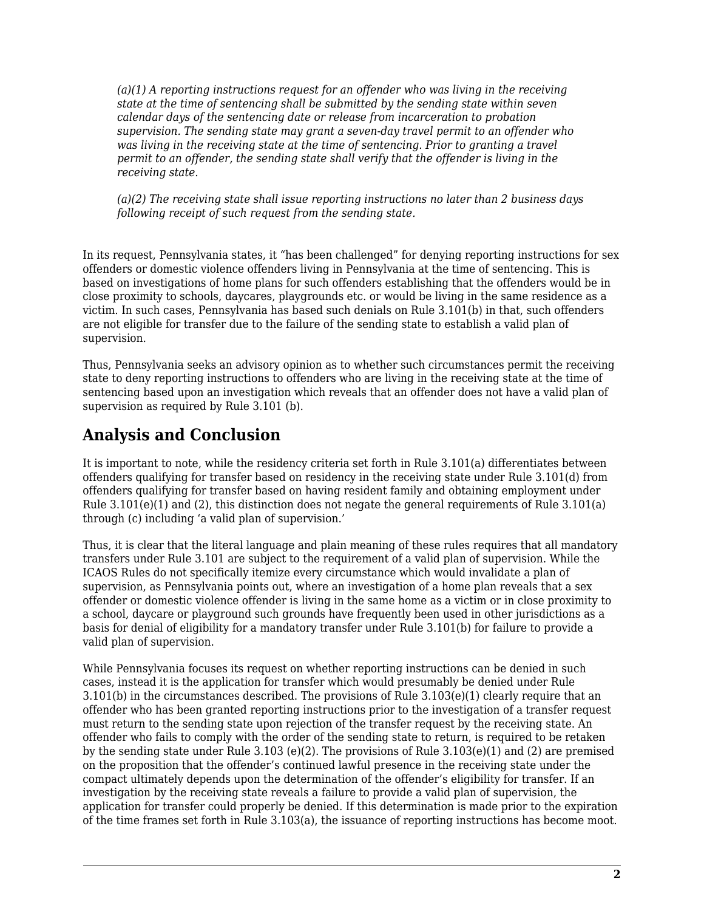*(a)(1) A reporting instructions request for an offender who was living in the receiving state at the time of sentencing shall be submitted by the sending state within seven calendar days of the sentencing date or release from incarceration to probation supervision. The sending state may grant a seven-day travel permit to an offender who was living in the receiving state at the time of sentencing. Prior to granting a travel permit to an offender, the sending state shall verify that the offender is living in the receiving state.*

*(a)(2) The receiving state shall issue reporting instructions no later than 2 business days following receipt of such request from the sending state.*

In its request, Pennsylvania states, it "has been challenged" for denying reporting instructions for sex offenders or domestic violence offenders living in Pennsylvania at the time of sentencing. This is based on investigations of home plans for such offenders establishing that the offenders would be in close proximity to schools, daycares, playgrounds etc. or would be living in the same residence as a victim. In such cases, Pennsylvania has based such denials on Rule 3.101(b) in that, such offenders are not eligible for transfer due to the failure of the sending state to establish a valid plan of supervision.

Thus, Pennsylvania seeks an advisory opinion as to whether such circumstances permit the receiving state to deny reporting instructions to offenders who are living in the receiving state at the time of sentencing based upon an investigation which reveals that an offender does not have a valid plan of supervision as required by Rule 3.101 (b).

## Analysis and Conclusion

It is important to note, while the residency criteria set forth in Rule 3.101(a) differentiates between offenders qualifying for transfer based on residency in the receiving state under Rule 3.101(d) from offenders qualifying for transfer based on having resident family and obtaining employment under Rule 3.101(e)(1) and (2), this distinction does not negate the general requirements of Rule 3.101(a) through (c) including 'a valid plan of supervision.'

Thus, it is clear that the literal language and plain meaning of these rules requires that all mandatory transfers under Rule 3.101 are subject to the requirement of a valid plan of supervision. While the ICAOS Rules do not specifically itemize every circumstance which would invalidate a plan of supervision, as Pennsylvania points out, where an investigation of a home plan reveals that a sex offender or domestic violence offender is living in the same home as a victim or in close proximity to a school, daycare or playground such grounds have frequently been used in other jurisdictions as a basis for denial of eligibility for a mandatory transfer under Rule 3.101(b) for failure to provide a valid plan of supervision.

While Pennsylvania focuses its request on whether reporting instructions can be denied in such cases, instead it is the application for transfer which would presumably be denied under Rule 3.101(b) in the circumstances described. The provisions of Rule 3.103(e)(1) clearly require that an offender who has been granted reporting instructions prior to the investigation of a transfer request must return to the sending state upon rejection of the transfer request by the receiving state. An offender who fails to comply with the order of the sending state to return, is required to be retaken by the sending state under Rule 3.103 (e)(2). The provisions of Rule 3.103(e)(1) and (2) are premised on the proposition that the offender's continued lawful presence in the receiving state under the compact ultimately depends upon the determination of the offender's eligibility for transfer. If an investigation by the receiving state reveals a failure to provide a valid plan of supervision, the application for transfer could properly be denied. If this determination is made prior to the expiration of the time frames set forth in Rule 3.103(a), the issuance of reporting instructions has become moot.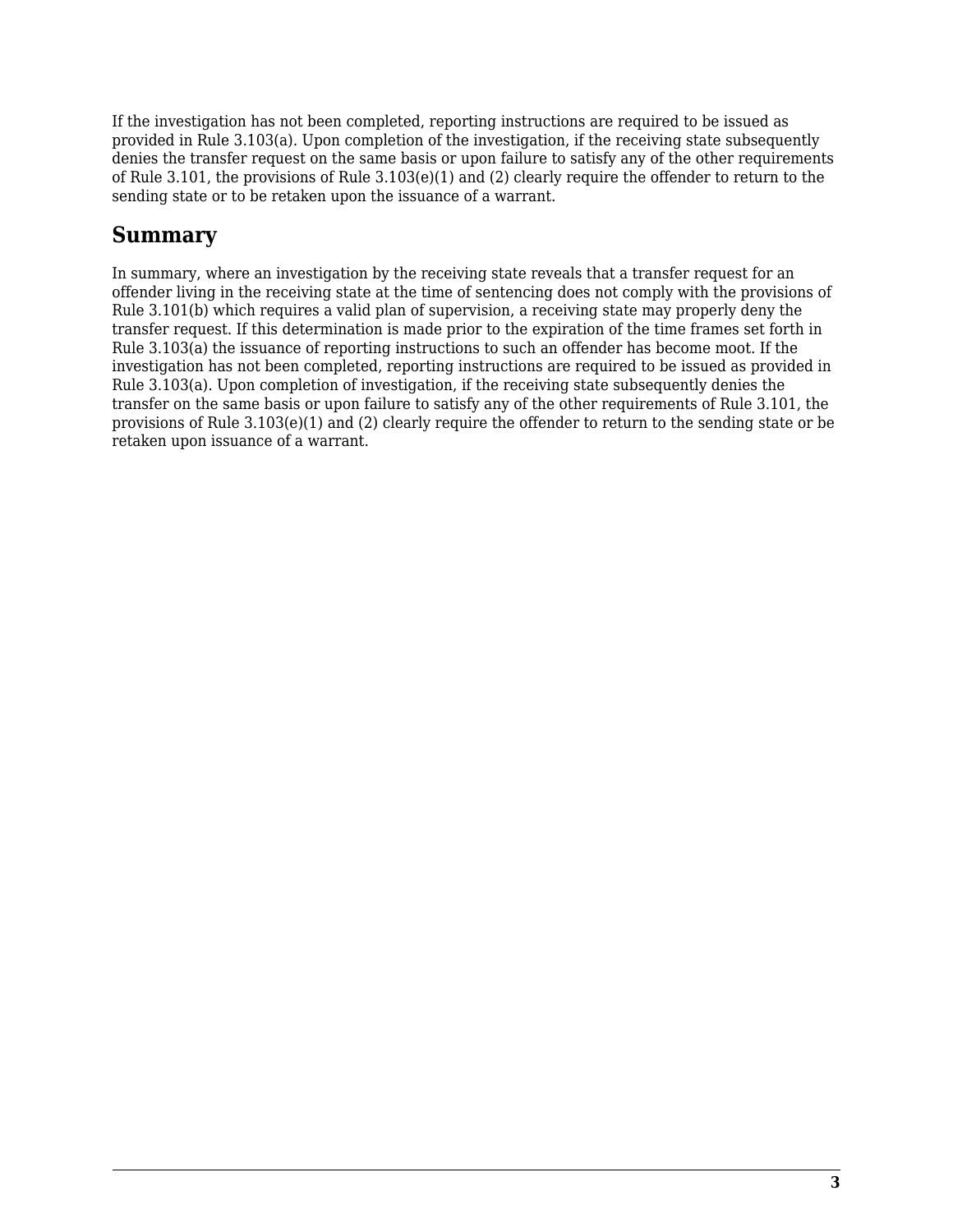If the investigation has not been completed, reporting instructions are required to be issued as provided in Rule 3.103(a). Upon completion of the investigation, if the receiving state subsequently denies the transfer request on the same basis or upon failure to satisfy any of the other requirements of Rule 3.101, the provisions of Rule 3.103(e)(1) and (2) clearly require the offender to return to the sending state or to be retaken upon the issuance of a warrant.

## Summary

In summary, where an investigation by the receiving state reveals that a transfer request for an offender living in the receiving state at the time of sentencing does not comply with the provisions of Rule 3.101(b) which requires a valid plan of supervision, a receiving state may properly deny the transfer request. If this determination is made prior to the expiration of the time frames set forth in Rule 3.103(a) the issuance of reporting instructions to such an offender has become moot. If the investigation has not been completed, reporting instructions are required to be issued as provided in Rule 3.103(a). Upon completion of investigation, if the receiving state subsequently denies the transfer on the same basis or upon failure to satisfy any of the other requirements of Rule 3.101, the provisions of Rule 3.103(e)(1) and (2) clearly require the offender to return to the sending state or be retaken upon issuance of a warrant.